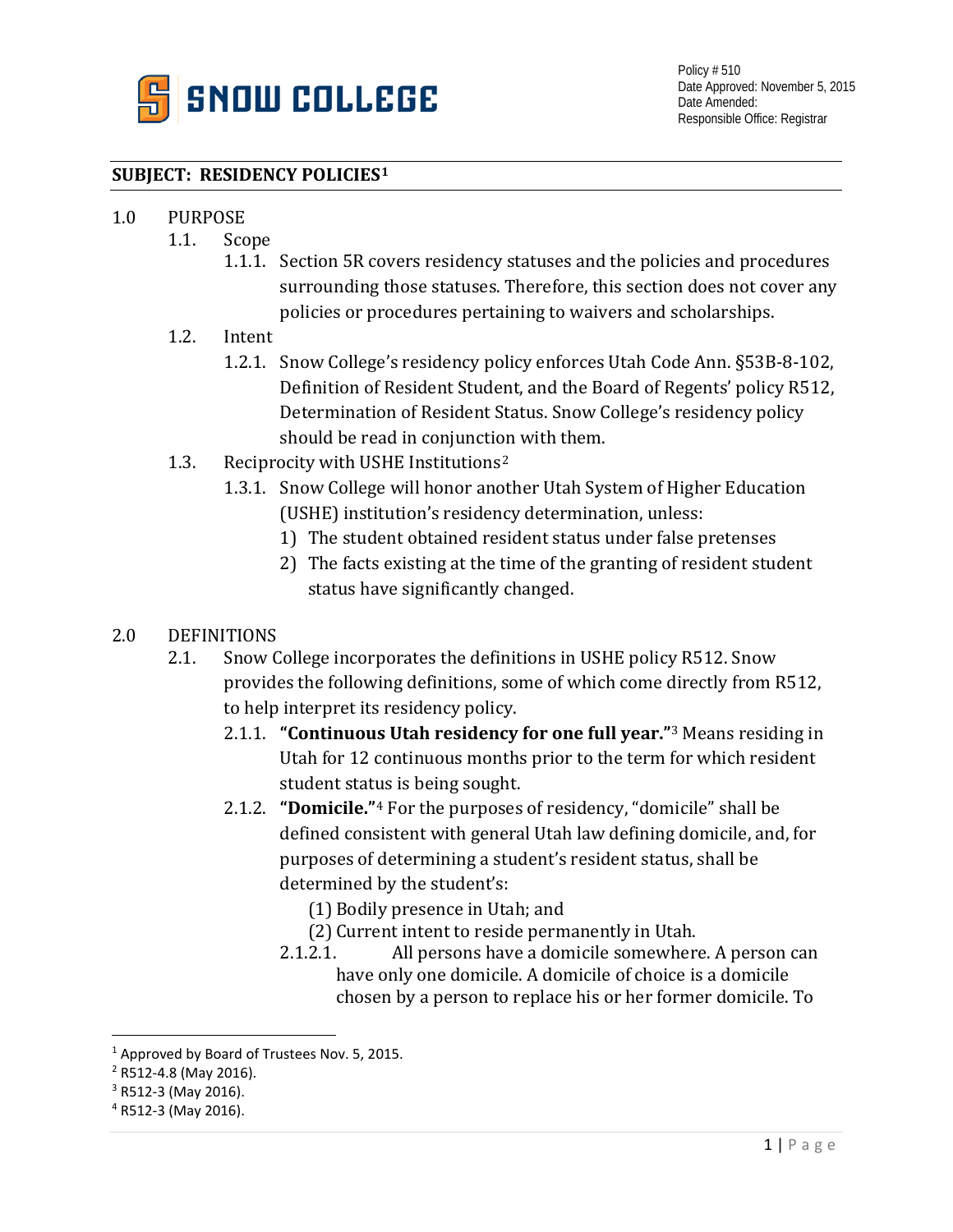SNOW COLLEGE

Policy # 510
Date Approved: November 5, 2015
Date Amended:
Responsible Office: Registrar

**SUBJECT: RESIDENCY POLICIES**[1]

1.0 PURPOSE

1.1. Scope

1.1.1. Section 5R covers residency statuses and the policies and procedures surrounding those statuses. Therefore, this section does not cover any policies or procedures pertaining to waivers and scholarships.

1.2. Intent

1.2.1. Snow College's residency policy enforces Utah Code Ann. §53B-8-102, Definition of Resident Student, and the Board of Regents' policy R512, Determination of Resident Status. Snow College's residency policy should be read in conjunction with them.

1.3. Reciprocity with USHE Institutions[2]

1.3.1. Snow College will honor another Utah System of Higher Education (USHE) institution's residency determination, unless:

1) The student obtained resident status under false pretenses
2) The facts existing at the time of the granting of resident student status have significantly changed.

2.0 DEFINITIONS

2.1. Snow College incorporates the definitions in USHE policy R512. Snow provides the following definitions, some of which come directly from R512, to help interpret its residency policy.

2.1.1. **"Continuous Utah residency for one full year."**[3] Means residing in Utah for 12 continuous months prior to the term for which resident student status is being sought.

2.1.2. **"Domicile."**[4] For the purposes of residency, "domicile" shall be defined consistent with general Utah law defining domicile, and, for purposes of determining a student's resident status, shall be determined by the student's:

(1) Bodily presence in Utah; and
(2) Current intent to reside permanently in Utah.

2.1.2.1. All persons have a domicile somewhere. A person can have only one domicile. A domicile of choice is a domicile chosen by a person to replace his or her former domicile. To

---

[1] Approved by Board of Trustees Nov. 5, 2015.
[2] R512-4.8 (May 2016).
[3] R512-3 (May 2016).
[4] R512-3 (May 2016).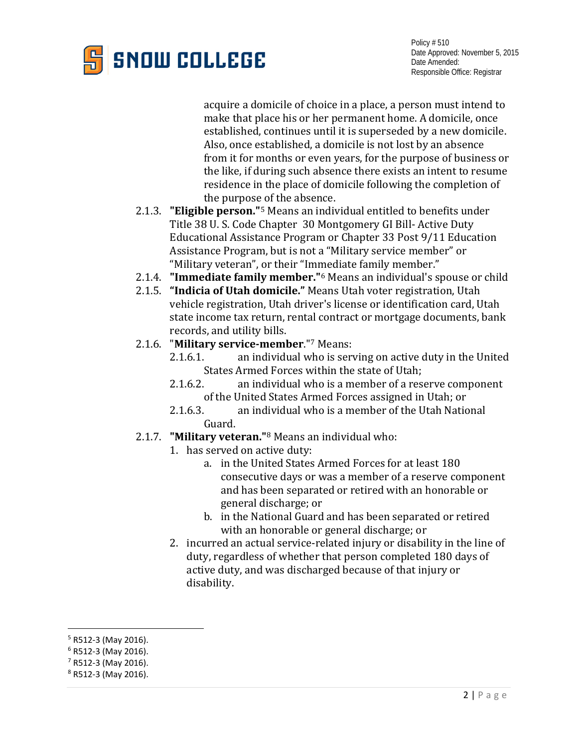acquire a domicile of choice in a place, a person must intend to make that place his or her permanent home. A domicile, once established, continues until it is superseded by a new domicile. Also, once established, a domicile is not lost by an absence from it for months or even years, for the purpose of business or the like, if during such absence there exists an intent to resume residence in the place of domicile following the completion of the purpose of the absence.

2.1.3. **"Eligible person."**[5] Means an individual entitled to benefits under Title 38 U. S. Code Chapter 30 Montgomery GI Bill- Active Duty Educational Assistance Program or Chapter 33 Post 9/11 Education Assistance Program, but is not a "Military service member" or "Military veteran", or their "Immediate family member."

2.1.4. **"Immediate family member."**[6] Means an individual's spouse or child

2.1.5. **"Indicia of Utah domicile."** Means Utah voter registration, Utah vehicle registration, Utah driver's license or identification card, Utah state income tax return, rental contract or mortgage documents, bank records, and utility bills.

2.1.6. "**Military service-member**."[7] Means:

- 2.1.6.1. an individual who is serving on active duty in the United States Armed Forces within the state of Utah;
- 2.1.6.2. an individual who is a member of a reserve component of the United States Armed Forces assigned in Utah; or
- 2.1.6.3. an individual who is a member of the Utah National Guard.

2.1.7. **"Military veteran."**[8] Means an individual who:

1. has served on active duty:
   a. in the United States Armed Forces for at least 180 consecutive days or was a member of a reserve component and has been separated or retired with an honorable or general discharge; or
   b. in the National Guard and has been separated or retired with an honorable or general discharge; or
2. incurred an actual service-related injury or disability in the line of duty, regardless of whether that person completed 180 days of active duty, and was discharged because of that injury or disability.

---

[5] R512-3 (May 2016).

[6] R512-3 (May 2016).

[7] R512-3 (May 2016).

[8] R512-3 (May 2016).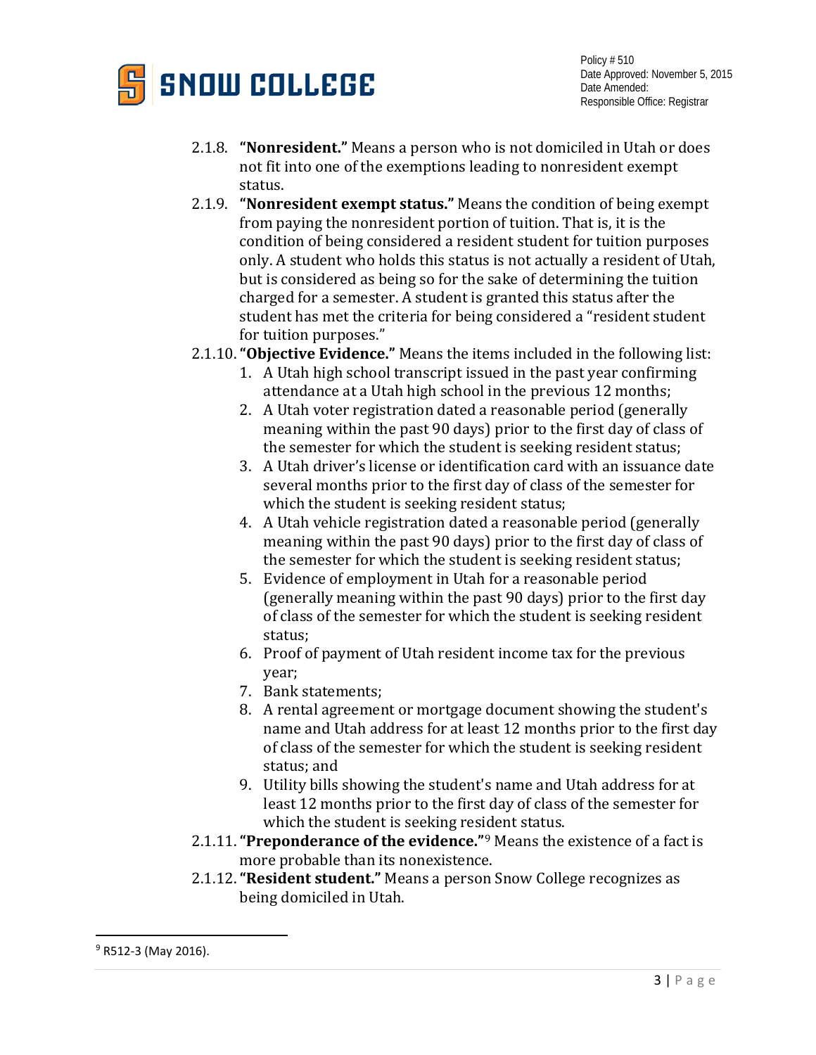2.1.8. **"Nonresident."** Means a person who is not domiciled in Utah or does not fit into one of the exemptions leading to nonresident exempt status.

2.1.9. **"Nonresident exempt status."** Means the condition of being exempt from paying the nonresident portion of tuition. That is, it is the condition of being considered a resident student for tuition purposes only. A student who holds this status is not actually a resident of Utah, but is considered as being so for the sake of determining the tuition charged for a semester. A student is granted this status after the student has met the criteria for being considered a "resident student for tuition purposes."

2.1.10. **"Objective Evidence."** Means the items included in the following list:

1. A Utah high school transcript issued in the past year confirming attendance at a Utah high school in the previous 12 months;
2. A Utah voter registration dated a reasonable period (generally meaning within the past 90 days) prior to the first day of class of the semester for which the student is seeking resident status;
3. A Utah driver's license or identification card with an issuance date several months prior to the first day of class of the semester for which the student is seeking resident status;
4. A Utah vehicle registration dated a reasonable period (generally meaning within the past 90 days) prior to the first day of class of the semester for which the student is seeking resident status;
5. Evidence of employment in Utah for a reasonable period (generally meaning within the past 90 days) prior to the first day of class of the semester for which the student is seeking resident status;
6. Proof of payment of Utah resident income tax for the previous year;
7. Bank statements;
8. A rental agreement or mortgage document showing the student's name and Utah address for at least 12 months prior to the first day of class of the semester for which the student is seeking resident status; and
9. Utility bills showing the student's name and Utah address for at least 12 months prior to the first day of class of the semester for which the student is seeking resident status.

2.1.11. **"Preponderance of the evidence."**[9] Means the existence of a fact is more probable than its nonexistence.

2.1.12. **"Resident student."** Means a person Snow College recognizes as being domiciled in Utah.

[9] R512-3 (May 2016).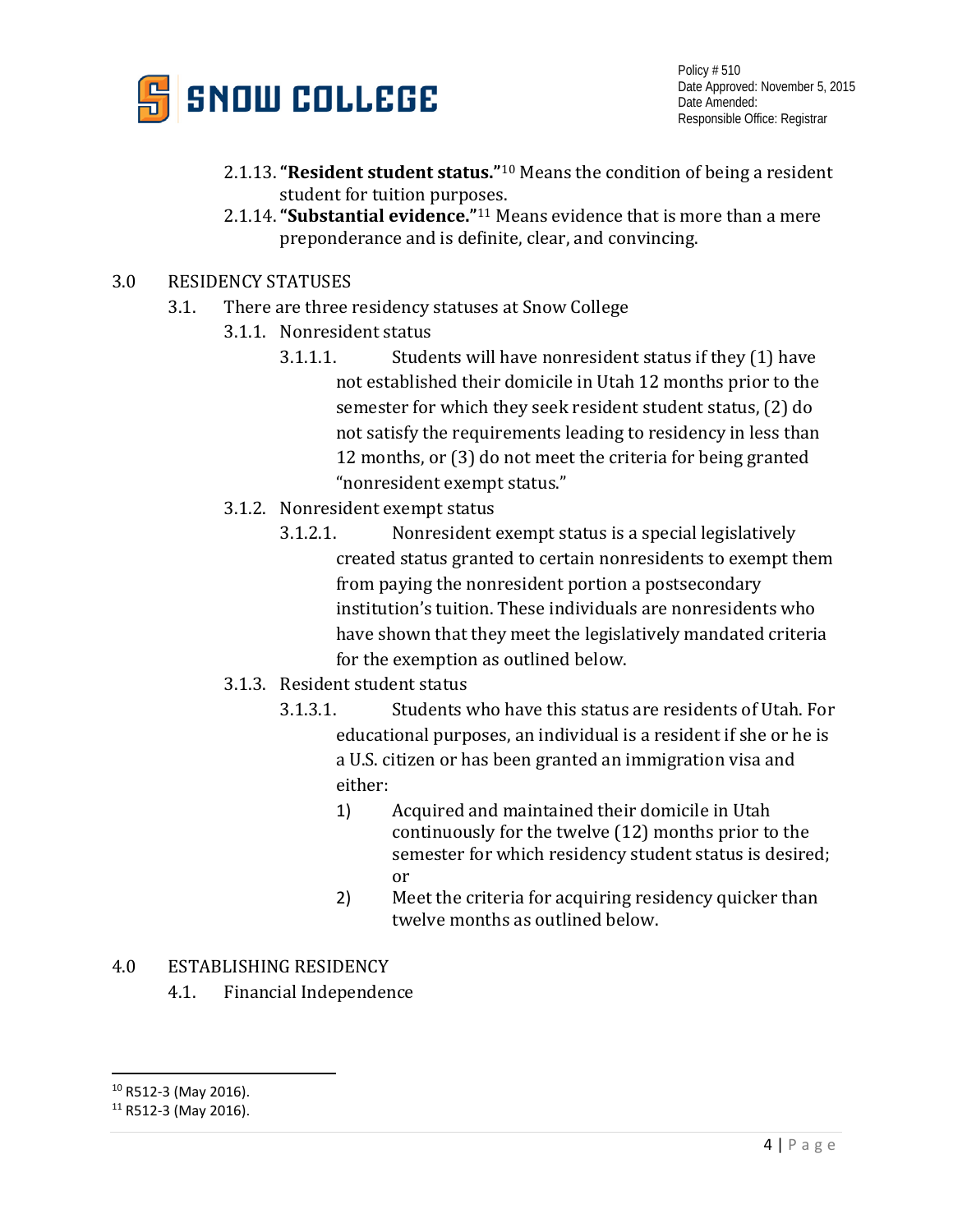2.1.13. **"Resident student status."**[10] Means the condition of being a resident student for tuition purposes.

2.1.14. **"Substantial evidence."**[11] Means evidence that is more than a mere preponderance and is definite, clear, and convincing.

## 3.0 RESIDENCY STATUSES

3.1. There are three residency statuses at Snow College

3.1.1. Nonresident status

3.1.1.1. Students will have nonresident status if they (1) have not established their domicile in Utah 12 months prior to the semester for which they seek resident student status, (2) do not satisfy the requirements leading to residency in less than 12 months, or (3) do not meet the criteria for being granted "nonresident exempt status."

3.1.2. Nonresident exempt status

3.1.2.1. Nonresident exempt status is a special legislatively created status granted to certain nonresidents to exempt them from paying the nonresident portion a postsecondary institution's tuition. These individuals are nonresidents who have shown that they meet the legislatively mandated criteria for the exemption as outlined below.

3.1.3. Resident student status

3.1.3.1. Students who have this status are residents of Utah. For educational purposes, an individual is a resident if she or he is a U.S. citizen or has been granted an immigration visa and either:

1) Acquired and maintained their domicile in Utah continuously for the twelve (12) months prior to the semester for which residency student status is desired; or
2) Meet the criteria for acquiring residency quicker than twelve months as outlined below.

## 4.0 ESTABLISHING RESIDENCY

4.1. Financial Independence

---

[10] R512-3 (May 2016).

[11] R512-3 (May 2016).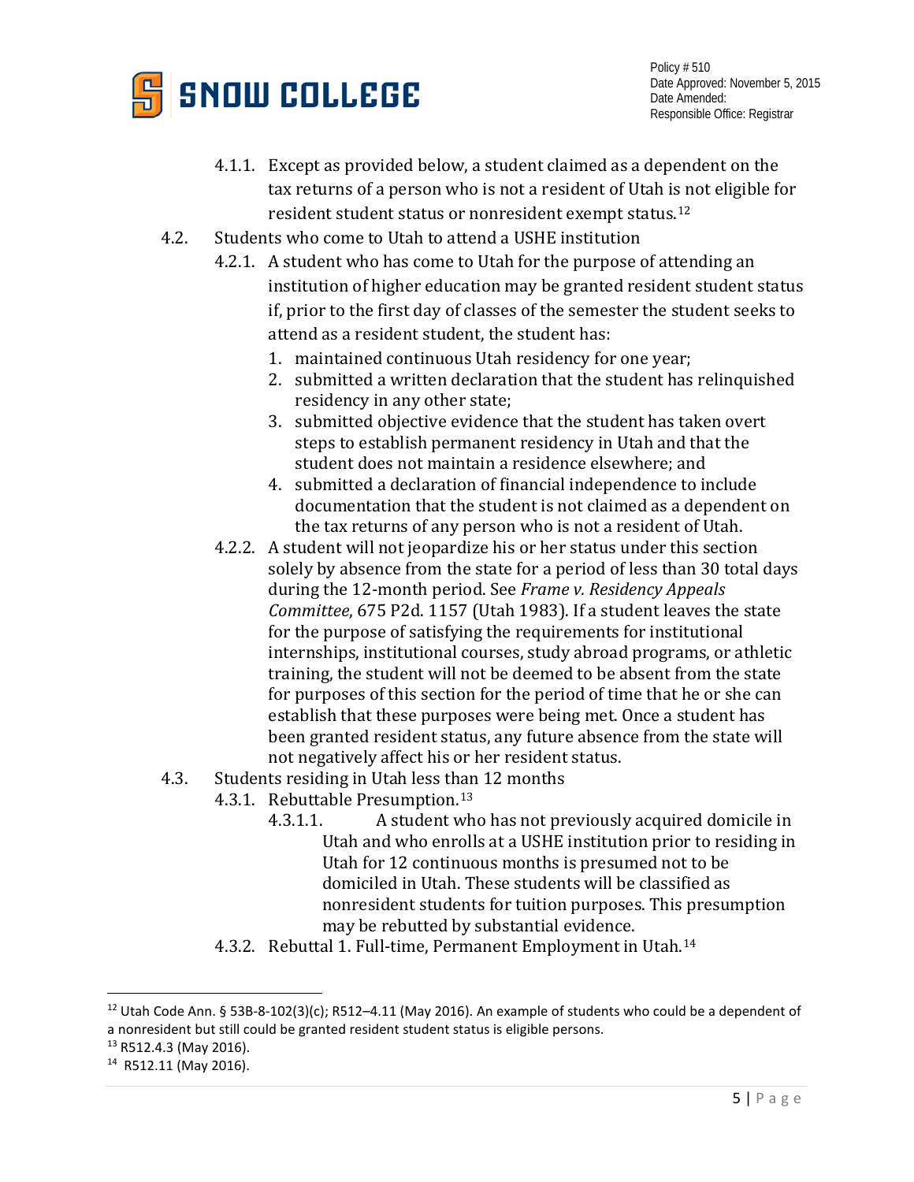4.1.1. Except as provided below, a student claimed as a dependent on the tax returns of a person who is not a resident of Utah is not eligible for resident student status or nonresident exempt status.[12]

4.2. Students who come to Utah to attend a USHE institution

4.2.1. A student who has come to Utah for the purpose of attending an institution of higher education may be granted resident student status if, prior to the first day of classes of the semester the student seeks to attend as a resident student, the student has:

1. maintained continuous Utah residency for one year;
2. submitted a written declaration that the student has relinquished residency in any other state;
3. submitted objective evidence that the student has taken overt steps to establish permanent residency in Utah and that the student does not maintain a residence elsewhere; and
4. submitted a declaration of financial independence to include documentation that the student is not claimed as a dependent on the tax returns of any person who is not a resident of Utah.

4.2.2. A student will not jeopardize his or her status under this section solely by absence from the state for a period of less than 30 total days during the 12-month period. See *Frame v. Residency Appeals Committee*, 675 P2d. 1157 (Utah 1983). If a student leaves the state for the purpose of satisfying the requirements for institutional internships, institutional courses, study abroad programs, or athletic training, the student will not be deemed to be absent from the state for purposes of this section for the period of time that he or she can establish that these purposes were being met. Once a student has been granted resident status, any future absence from the state will not negatively affect his or her resident status.

4.3. Students residing in Utah less than 12 months

4.3.1. Rebuttable Presumption.[13]

4.3.1.1. A student who has not previously acquired domicile in Utah and who enrolls at a USHE institution prior to residing in Utah for 12 continuous months is presumed not to be domiciled in Utah. These students will be classified as nonresident students for tuition purposes. This presumption may be rebutted by substantial evidence.

4.3.2. Rebuttal 1. Full-time, Permanent Employment in Utah.[14]

---

[12] Utah Code Ann. § 53B-8-102(3)(c); R512–4.11 (May 2016). An example of students who could be a dependent of a nonresident but still could be granted resident student status is eligible persons.

[13] R512.4.3 (May 2016).

[14] R512.11 (May 2016).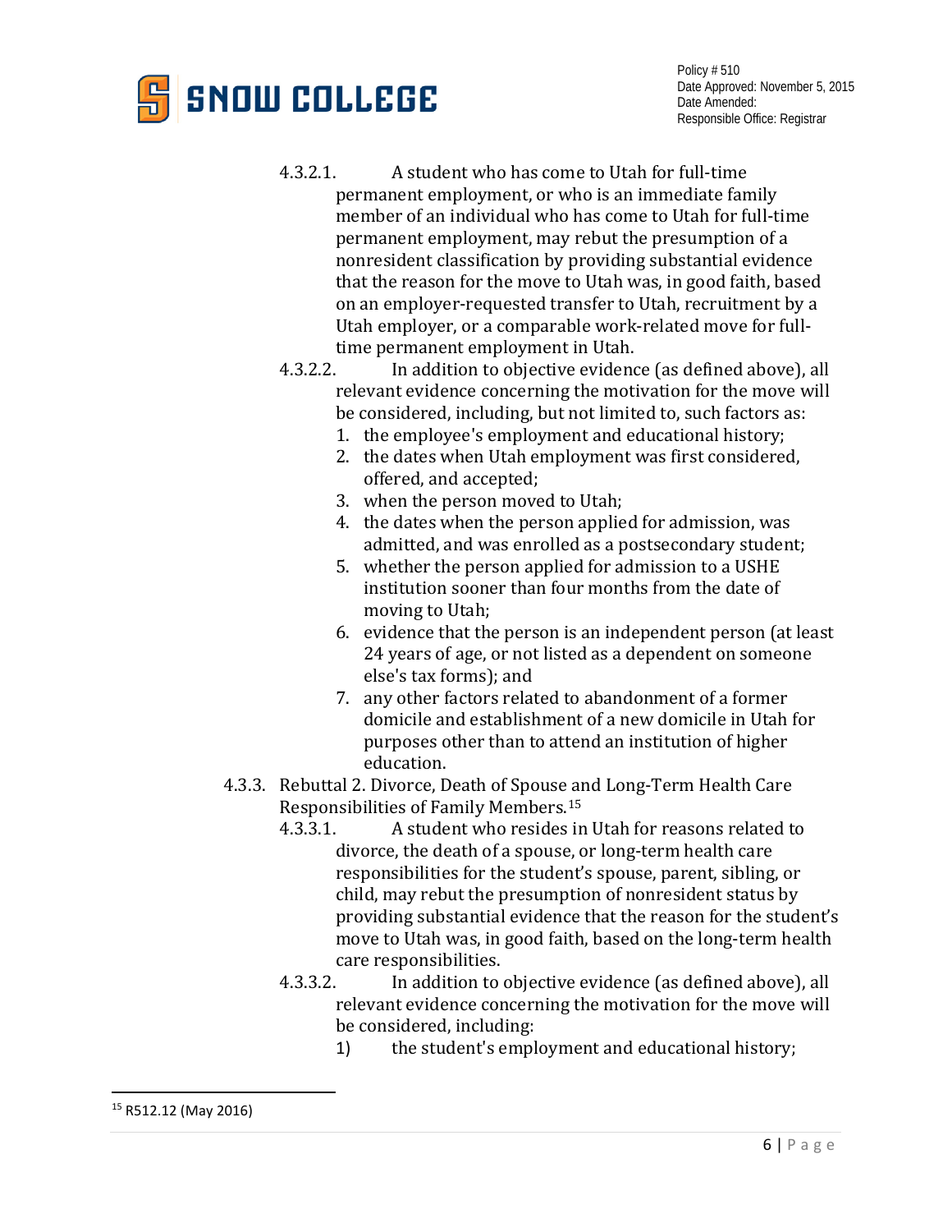4.3.2.1. A student who has come to Utah for full-time permanent employment, or who is an immediate family member of an individual who has come to Utah for full-time permanent employment, may rebut the presumption of a nonresident classification by providing substantial evidence that the reason for the move to Utah was, in good faith, based on an employer-requested transfer to Utah, recruitment by a Utah employer, or a comparable work-related move for full-time permanent employment in Utah.

4.3.2.2. In addition to objective evidence (as defined above), all relevant evidence concerning the motivation for the move will be considered, including, but not limited to, such factors as:

1. the employee's employment and educational history;
2. the dates when Utah employment was first considered, offered, and accepted;
3. when the person moved to Utah;
4. the dates when the person applied for admission, was admitted, and was enrolled as a postsecondary student;
5. whether the person applied for admission to a USHE institution sooner than four months from the date of moving to Utah;
6. evidence that the person is an independent person (at least 24 years of age, or not listed as a dependent on someone else's tax forms); and
7. any other factors related to abandonment of a former domicile and establishment of a new domicile in Utah for purposes other than to attend an institution of higher education.

4.3.3. Rebuttal 2. Divorce, Death of Spouse and Long-Term Health Care Responsibilities of Family Members.[15]

4.3.3.1. A student who resides in Utah for reasons related to divorce, the death of a spouse, or long-term health care responsibilities for the student's spouse, parent, sibling, or child, may rebut the presumption of nonresident status by providing substantial evidence that the reason for the student's move to Utah was, in good faith, based on the long-term health care responsibilities.

4.3.3.2. In addition to objective evidence (as defined above), all relevant evidence concerning the motivation for the move will be considered, including:

1) the student's employment and educational history;

---

[15] R512.12 (May 2016)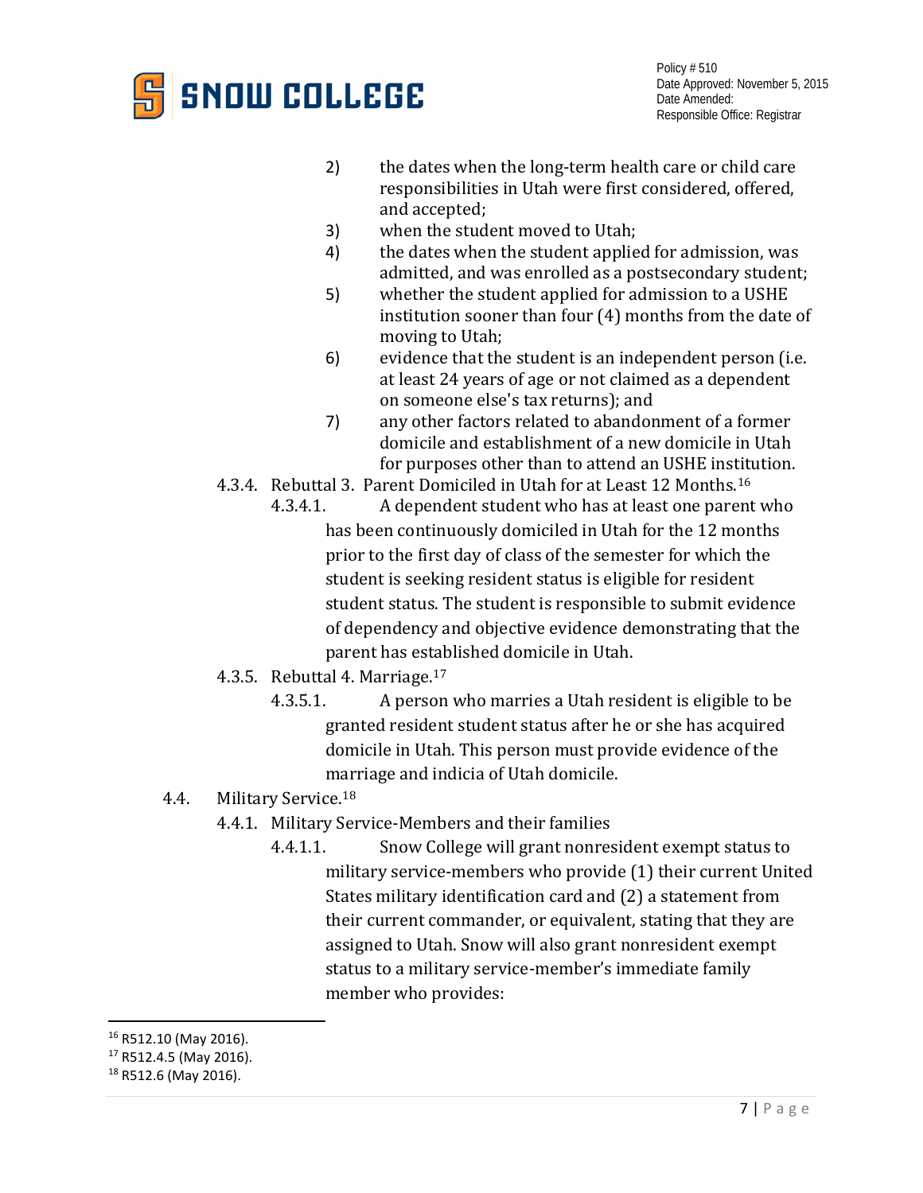2) the dates when the long-term health care or child care responsibilities in Utah were first considered, offered, and accepted;
3) when the student moved to Utah;
4) the dates when the student applied for admission, was admitted, and was enrolled as a postsecondary student;
5) whether the student applied for admission to a USHE institution sooner than four (4) months from the date of moving to Utah;
6) evidence that the student is an independent person (i.e. at least 24 years of age or not claimed as a dependent on someone else's tax returns); and
7) any other factors related to abandonment of a former domicile and establishment of a new domicile in Utah for purposes other than to attend an USHE institution.

4.3.4. Rebuttal 3. Parent Domiciled in Utah for at Least 12 Months.[16]

4.3.4.1. A dependent student who has at least one parent who has been continuously domiciled in Utah for the 12 months prior to the first day of class of the semester for which the student is seeking resident status is eligible for resident student status. The student is responsible to submit evidence of dependency and objective evidence demonstrating that the parent has established domicile in Utah.

4.3.5. Rebuttal 4. Marriage.[17]

4.3.5.1. A person who marries a Utah resident is eligible to be granted resident student status after he or she has acquired domicile in Utah. This person must provide evidence of the marriage and indicia of Utah domicile.

4.4. Military Service.[18]

4.4.1. Military Service-Members and their families

4.4.1.1. Snow College will grant nonresident exempt status to military service-members who provide (1) their current United States military identification card and (2) a statement from their current commander, or equivalent, stating that they are assigned to Utah. Snow will also grant nonresident exempt status to a military service-member's immediate family member who provides:

---

[16] R512.10 (May 2016).

[17] R512.4.5 (May 2016).

[18] R512.6 (May 2016).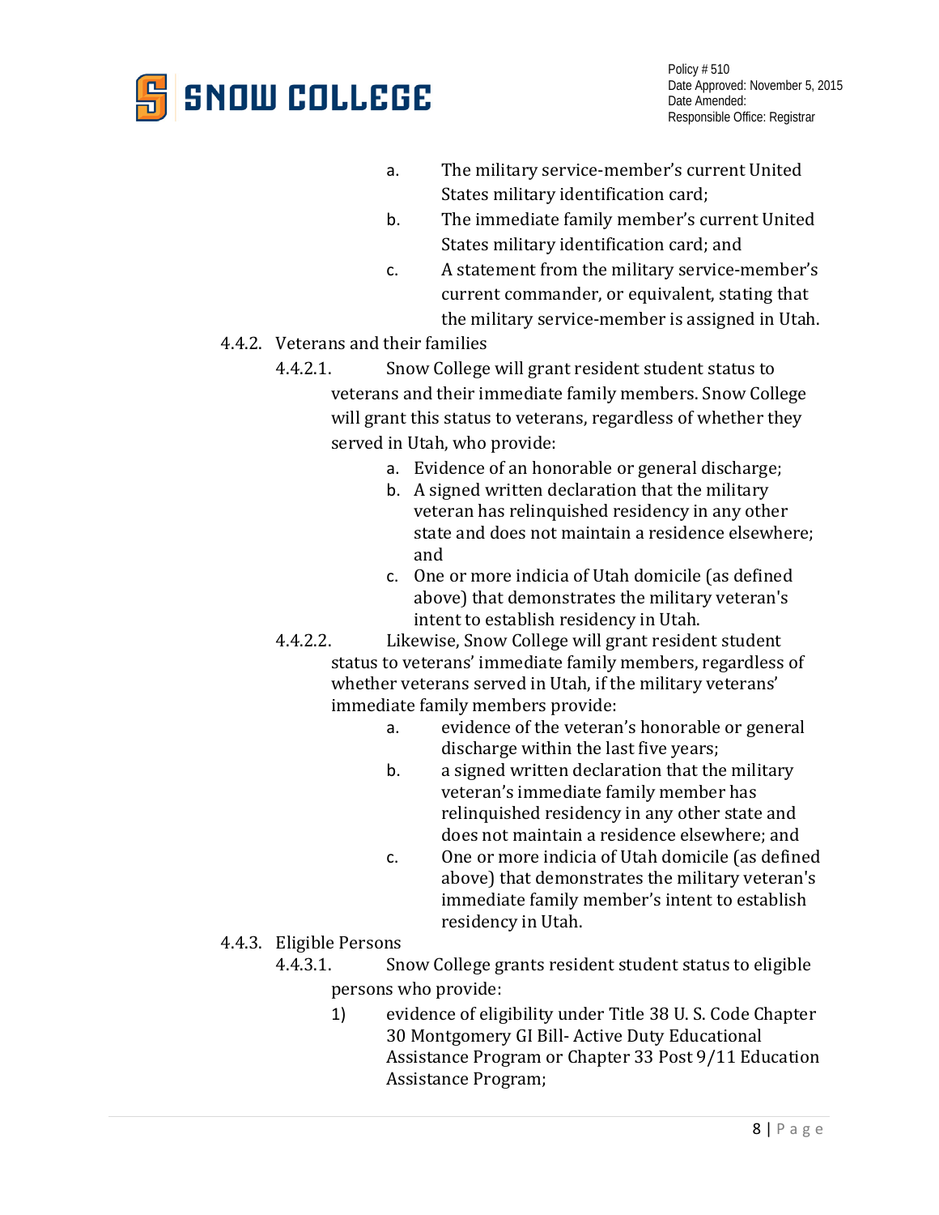a. The military service-member's current United States military identification card;
b. The immediate family member's current United States military identification card; and
c. A statement from the military service-member's current commander, or equivalent, stating that the military service-member is assigned in Utah.

4.4.2. Veterans and their families

4.4.2.1. Snow College will grant resident student status to veterans and their immediate family members. Snow College will grant this status to veterans, regardless of whether they served in Utah, who provide:

a. Evidence of an honorable or general discharge;
b. A signed written declaration that the military veteran has relinquished residency in any other state and does not maintain a residence elsewhere; and
c. One or more indicia of Utah domicile (as defined above) that demonstrates the military veteran's intent to establish residency in Utah.

4.4.2.2. Likewise, Snow College will grant resident student status to veterans' immediate family members, regardless of whether veterans served in Utah, if the military veterans' immediate family members provide:

a. evidence of the veteran's honorable or general discharge within the last five years;
b. a signed written declaration that the military veteran's immediate family member has relinquished residency in any other state and does not maintain a residence elsewhere; and
c. One or more indicia of Utah domicile (as defined above) that demonstrates the military veteran's immediate family member's intent to establish residency in Utah.

4.4.3. Eligible Persons

4.4.3.1. Snow College grants resident student status to eligible persons who provide:

1) evidence of eligibility under Title 38 U. S. Code Chapter 30 Montgomery GI Bill- Active Duty Educational Assistance Program or Chapter 33 Post 9/11 Education Assistance Program;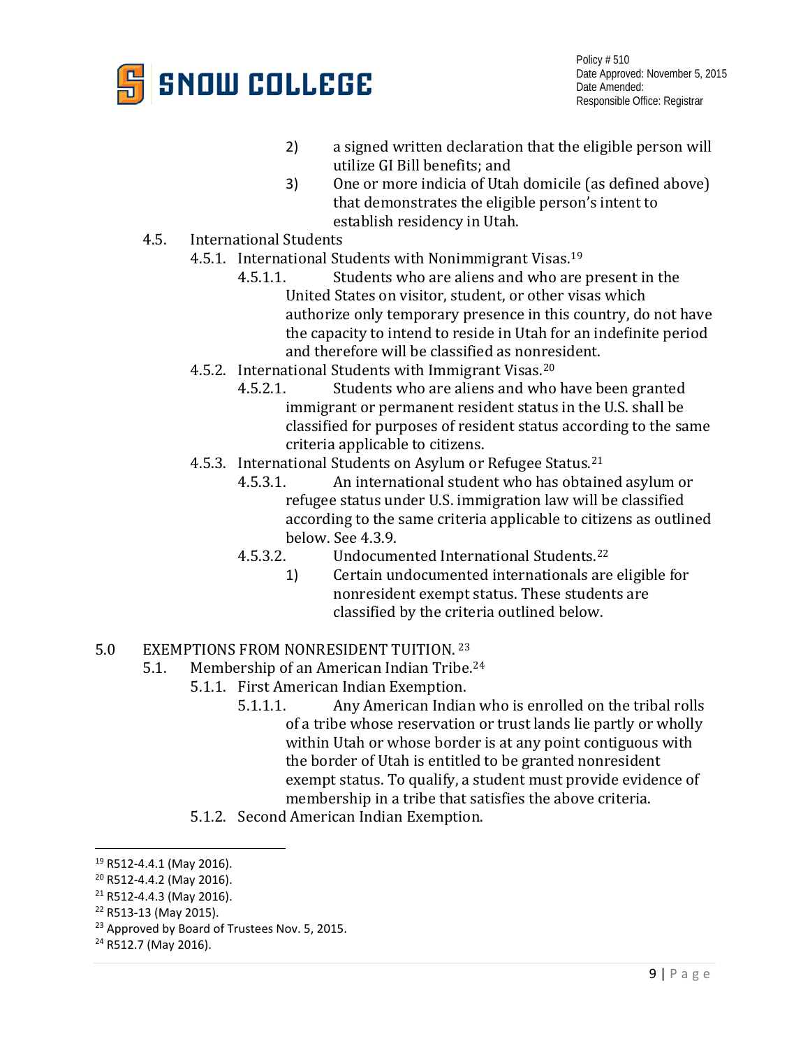2) a signed written declaration that the eligible person will utilize GI Bill benefits; and

3) One or more indicia of Utah domicile (as defined above) that demonstrates the eligible person's intent to establish residency in Utah.

4.5. International Students

4.5.1. International Students with Nonimmigrant Visas.[19]

4.5.1.1. Students who are aliens and who are present in the United States on visitor, student, or other visas which authorize only temporary presence in this country, do not have the capacity to intend to reside in Utah for an indefinite period and therefore will be classified as nonresident.

4.5.2. International Students with Immigrant Visas.[20]

4.5.2.1. Students who are aliens and who have been granted immigrant or permanent resident status in the U.S. shall be classified for purposes of resident status according to the same criteria applicable to citizens.

4.5.3. International Students on Asylum or Refugee Status.[21]

4.5.3.1. An international student who has obtained asylum or refugee status under U.S. immigration law will be classified according to the same criteria applicable to citizens as outlined below. See 4.3.9.

4.5.3.2. Undocumented International Students.[22]

1) Certain undocumented internationals are eligible for nonresident exempt status. These students are classified by the criteria outlined below.

5.0 EXEMPTIONS FROM NONRESIDENT TUITION.[23]

5.1. Membership of an American Indian Tribe.[24]

5.1.1. First American Indian Exemption.

5.1.1.1. Any American Indian who is enrolled on the tribal rolls of a tribe whose reservation or trust lands lie partly or wholly within Utah or whose border is at any point contiguous with the border of Utah is entitled to be granted nonresident exempt status. To qualify, a student must provide evidence of membership in a tribe that satisfies the above criteria.

5.1.2. Second American Indian Exemption.

---

[19] R512-4.4.1 (May 2016).

[20] R512-4.4.2 (May 2016).

[21] R512-4.4.3 (May 2016).

[22] R513-13 (May 2015).

[23] Approved by Board of Trustees Nov. 5, 2015.

[24] R512.7 (May 2016).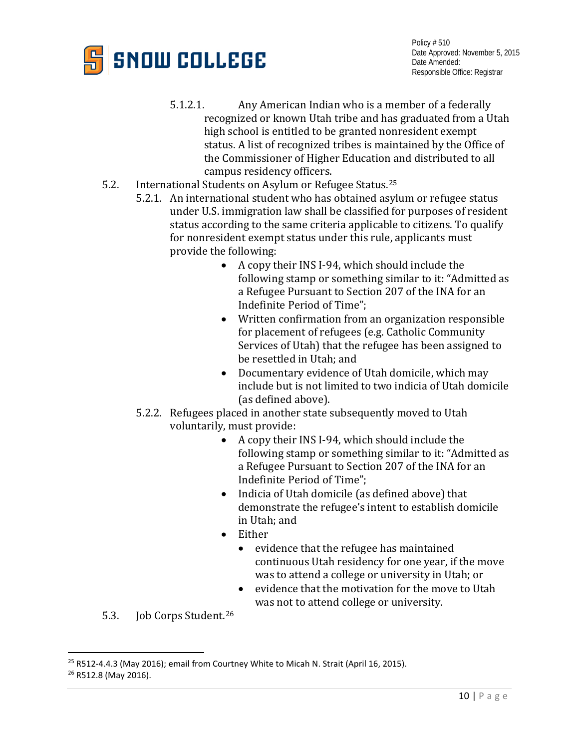5.1.2.1. Any American Indian who is a member of a federally recognized or known Utah tribe and has graduated from a Utah high school is entitled to be granted nonresident exempt status. A list of recognized tribes is maintained by the Office of the Commissioner of Higher Education and distributed to all campus residency officers.

5.2. International Students on Asylum or Refugee Status.[25]

5.2.1. An international student who has obtained asylum or refugee status under U.S. immigration law shall be classified for purposes of resident status according to the same criteria applicable to citizens. To qualify for nonresident exempt status under this rule, applicants must provide the following:

- A copy their INS I-94, which should include the following stamp or something similar to it: "Admitted as a Refugee Pursuant to Section 207 of the INA for an Indefinite Period of Time";
- Written confirmation from an organization responsible for placement of refugees (e.g. Catholic Community Services of Utah) that the refugee has been assigned to be resettled in Utah; and
- Documentary evidence of Utah domicile, which may include but is not limited to two indicia of Utah domicile (as defined above).

5.2.2. Refugees placed in another state subsequently moved to Utah voluntarily, must provide:

- A copy their INS I-94, which should include the following stamp or something similar to it: "Admitted as a Refugee Pursuant to Section 207 of the INA for an Indefinite Period of Time";
- Indicia of Utah domicile (as defined above) that demonstrate the refugee's intent to establish domicile in Utah; and
- Either
  - evidence that the refugee has maintained continuous Utah residency for one year, if the move was to attend a college or university in Utah; or
  - evidence that the motivation for the move to Utah was not to attend college or university.

5.3. Job Corps Student.[26]

---

[25] R512-4.4.3 (May 2016); email from Courtney White to Micah N. Strait (April 16, 2015).

[26] R512.8 (May 2016).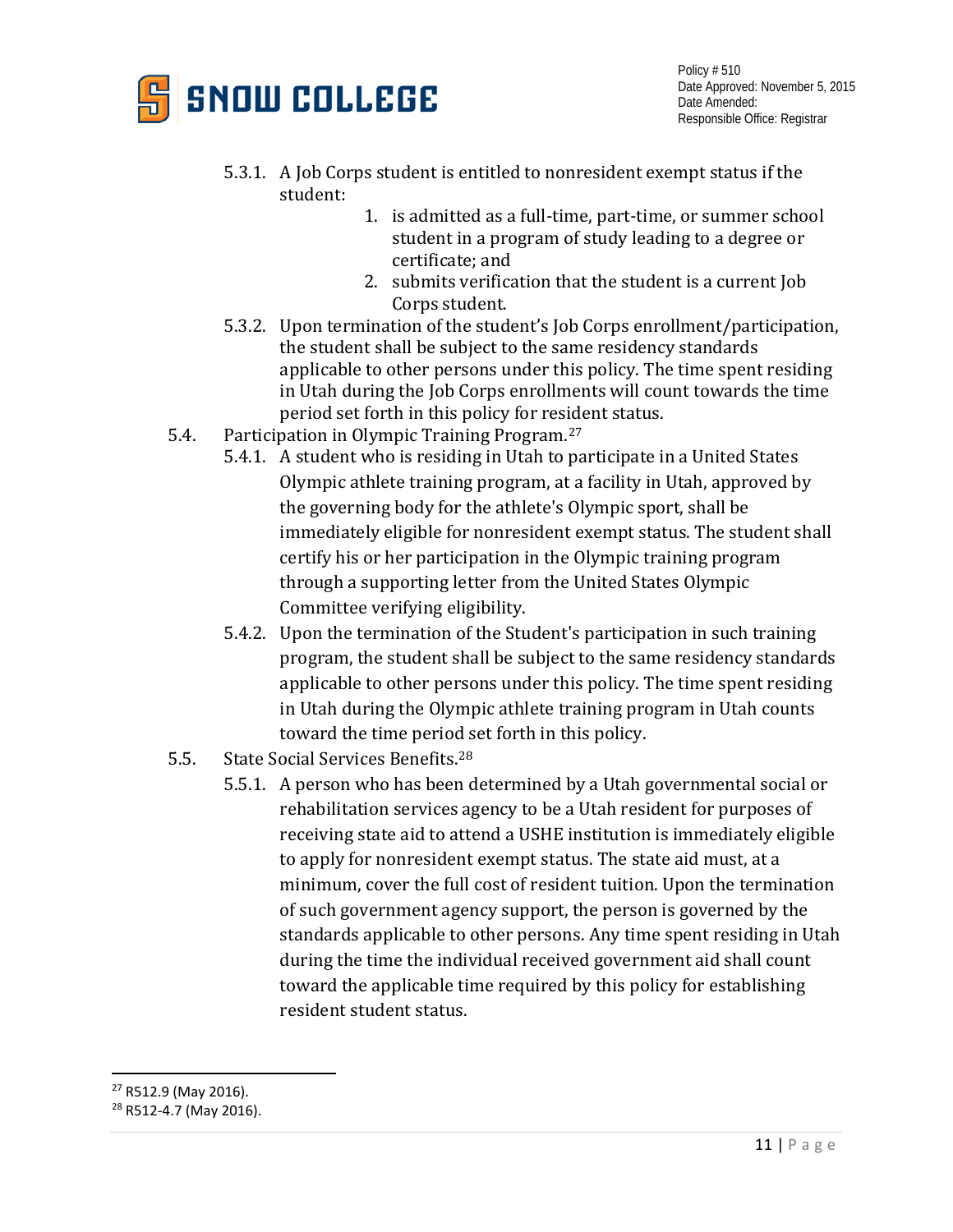5.3.1. A Job Corps student is entitled to nonresident exempt status if the student:

1. is admitted as a full-time, part-time, or summer school student in a program of study leading to a degree or certificate; and
2. submits verification that the student is a current Job Corps student.

5.3.2. Upon termination of the student's Job Corps enrollment/participation, the student shall be subject to the same residency standards applicable to other persons under this policy. The time spent residing in Utah during the Job Corps enrollments will count towards the time period set forth in this policy for resident status.

5.4. Participation in Olympic Training Program.[27]

5.4.1. A student who is residing in Utah to participate in a United States Olympic athlete training program, at a facility in Utah, approved by the governing body for the athlete's Olympic sport, shall be immediately eligible for nonresident exempt status. The student shall certify his or her participation in the Olympic training program through a supporting letter from the United States Olympic Committee verifying eligibility.

5.4.2. Upon the termination of the Student's participation in such training program, the student shall be subject to the same residency standards applicable to other persons under this policy. The time spent residing in Utah during the Olympic athlete training program in Utah counts toward the time period set forth in this policy.

5.5. State Social Services Benefits.[28]

5.5.1. A person who has been determined by a Utah governmental social or rehabilitation services agency to be a Utah resident for purposes of receiving state aid to attend a USHE institution is immediately eligible to apply for nonresident exempt status. The state aid must, at a minimum, cover the full cost of resident tuition. Upon the termination of such government agency support, the person is governed by the standards applicable to other persons. Any time spent residing in Utah during the time the individual received government aid shall count toward the applicable time required by this policy for establishing resident student status.

---

[27] R512.9 (May 2016).

[28] R512-4.7 (May 2016).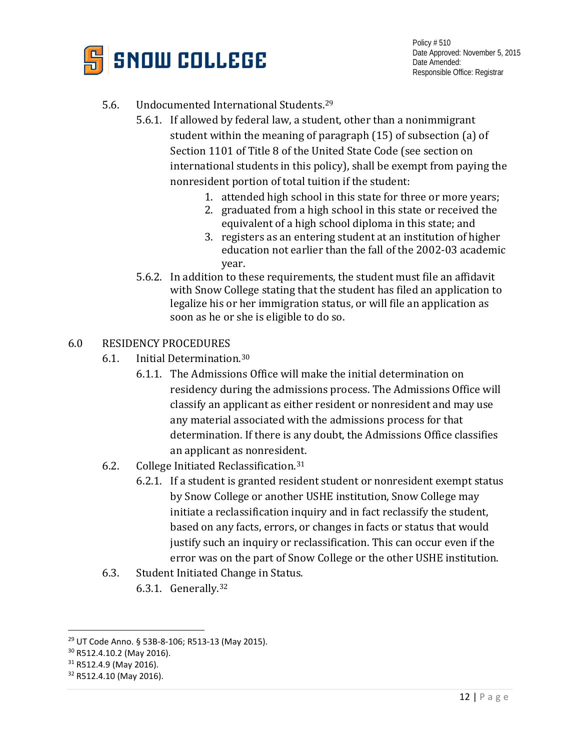5.6. Undocumented International Students.[29]

5.6.1. If allowed by federal law, a student, other than a nonimmigrant student within the meaning of paragraph (15) of subsection (a) of Section 1101 of Title 8 of the United State Code (see section on international students in this policy), shall be exempt from paying the nonresident portion of total tuition if the student:

1. attended high school in this state for three or more years;
2. graduated from a high school in this state or received the equivalent of a high school diploma in this state; and
3. registers as an entering student at an institution of higher education not earlier than the fall of the 2002-03 academic year.

5.6.2. In addition to these requirements, the student must file an affidavit with Snow College stating that the student has filed an application to legalize his or her immigration status, or will file an application as soon as he or she is eligible to do so.

## 6.0 RESIDENCY PROCEDURES

6.1. Initial Determination.[30]

6.1.1. The Admissions Office will make the initial determination on residency during the admissions process. The Admissions Office will classify an applicant as either resident or nonresident and may use any material associated with the admissions process for that determination. If there is any doubt, the Admissions Office classifies an applicant as nonresident.

6.2. College Initiated Reclassification.[31]

6.2.1. If a student is granted resident student or nonresident exempt status by Snow College or another USHE institution, Snow College may initiate a reclassification inquiry and in fact reclassify the student, based on any facts, errors, or changes in facts or status that would justify such an inquiry or reclassification. This can occur even if the error was on the part of Snow College or the other USHE institution.

6.3. Student Initiated Change in Status.

6.3.1. Generally.[32]

---

[29] UT Code Anno. § 53B-8-106; R513-13 (May 2015).

[30] R512.4.10.2 (May 2016).

[31] R512.4.9 (May 2016).

[32] R512.4.10 (May 2016).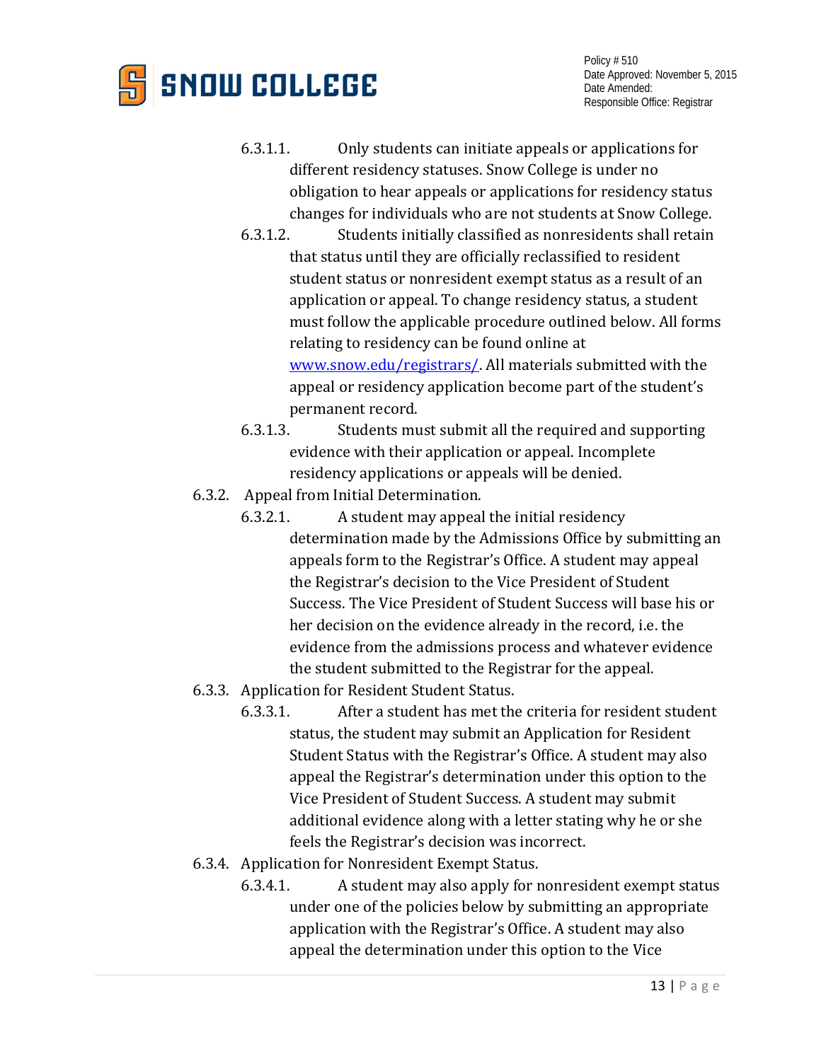6.3.1.1. Only students can initiate appeals or applications for different residency statuses. Snow College is under no obligation to hear appeals or applications for residency status changes for individuals who are not students at Snow College.

6.3.1.2. Students initially classified as nonresidents shall retain that status until they are officially reclassified to resident student status or nonresident exempt status as a result of an application or appeal. To change residency status, a student must follow the applicable procedure outlined below. All forms relating to residency can be found online at [www.snow.edu/registrars/](www.snow.edu/registrars/). All materials submitted with the appeal or residency application become part of the student's permanent record.

6.3.1.3. Students must submit all the required and supporting evidence with their application or appeal. Incomplete residency applications or appeals will be denied.

6.3.2. Appeal from Initial Determination.

6.3.2.1. A student may appeal the initial residency determination made by the Admissions Office by submitting an appeals form to the Registrar's Office. A student may appeal the Registrar's decision to the Vice President of Student Success. The Vice President of Student Success will base his or her decision on the evidence already in the record, i.e. the evidence from the admissions process and whatever evidence the student submitted to the Registrar for the appeal.

6.3.3. Application for Resident Student Status.

6.3.3.1. After a student has met the criteria for resident student status, the student may submit an Application for Resident Student Status with the Registrar's Office. A student may also appeal the Registrar's determination under this option to the Vice President of Student Success. A student may submit additional evidence along with a letter stating why he or she feels the Registrar's decision was incorrect.

6.3.4. Application for Nonresident Exempt Status.

6.3.4.1. A student may also apply for nonresident exempt status under one of the policies below by submitting an appropriate application with the Registrar's Office. A student may also appeal the determination under this option to the Vice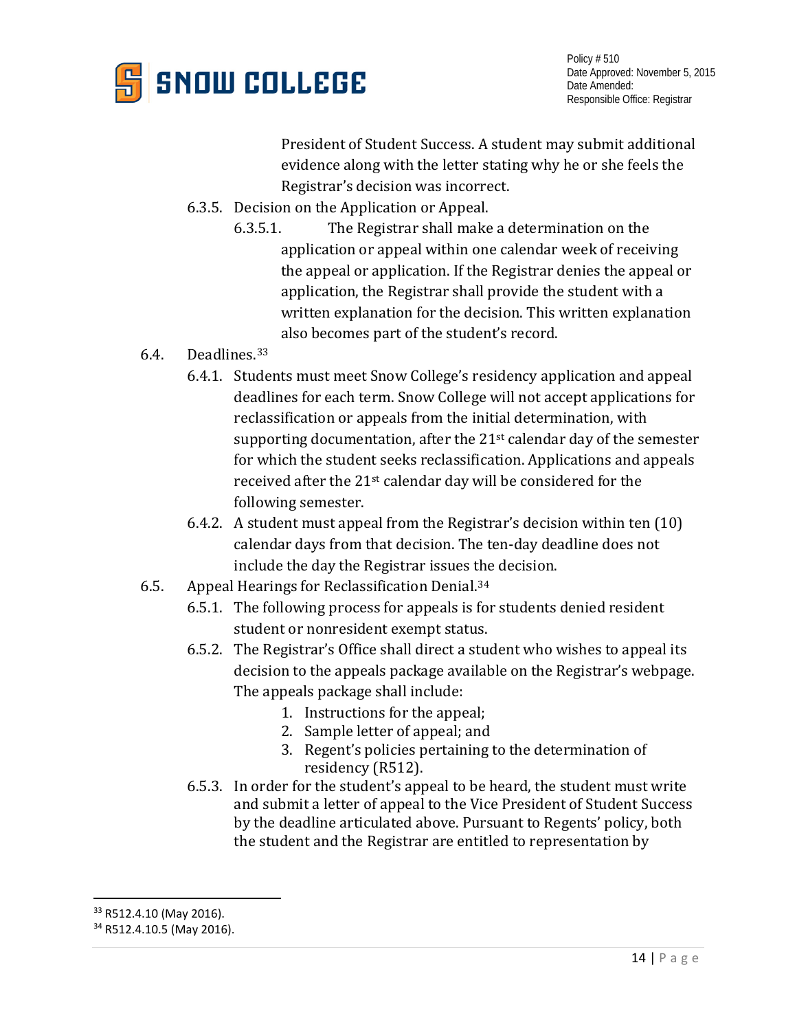President of Student Success. A student may submit additional evidence along with the letter stating why he or she feels the Registrar's decision was incorrect.

6.3.5. Decision on the Application or Appeal.

6.3.5.1. The Registrar shall make a determination on the application or appeal within one calendar week of receiving the appeal or application. If the Registrar denies the appeal or application, the Registrar shall provide the student with a written explanation for the decision. This written explanation also becomes part of the student's record.

6.4. Deadlines.[33]

6.4.1. Students must meet Snow College's residency application and appeal deadlines for each term. Snow College will not accept applications for reclassification or appeals from the initial determination, with supporting documentation, after the 21st calendar day of the semester for which the student seeks reclassification. Applications and appeals received after the 21st calendar day will be considered for the following semester.

6.4.2. A student must appeal from the Registrar's decision within ten (10) calendar days from that decision. The ten-day deadline does not include the day the Registrar issues the decision.

6.5. Appeal Hearings for Reclassification Denial.[34]

6.5.1. The following process for appeals is for students denied resident student or nonresident exempt status.

6.5.2. The Registrar's Office shall direct a student who wishes to appeal its decision to the appeals package available on the Registrar's webpage. The appeals package shall include:

1. Instructions for the appeal;
2. Sample letter of appeal; and
3. Regent's policies pertaining to the determination of residency (R512).

6.5.3. In order for the student's appeal to be heard, the student must write and submit a letter of appeal to the Vice President of Student Success by the deadline articulated above. Pursuant to Regents' policy, both the student and the Registrar are entitled to representation by

---

[33] R512.4.10 (May 2016).

[34] R512.4.10.5 (May 2016).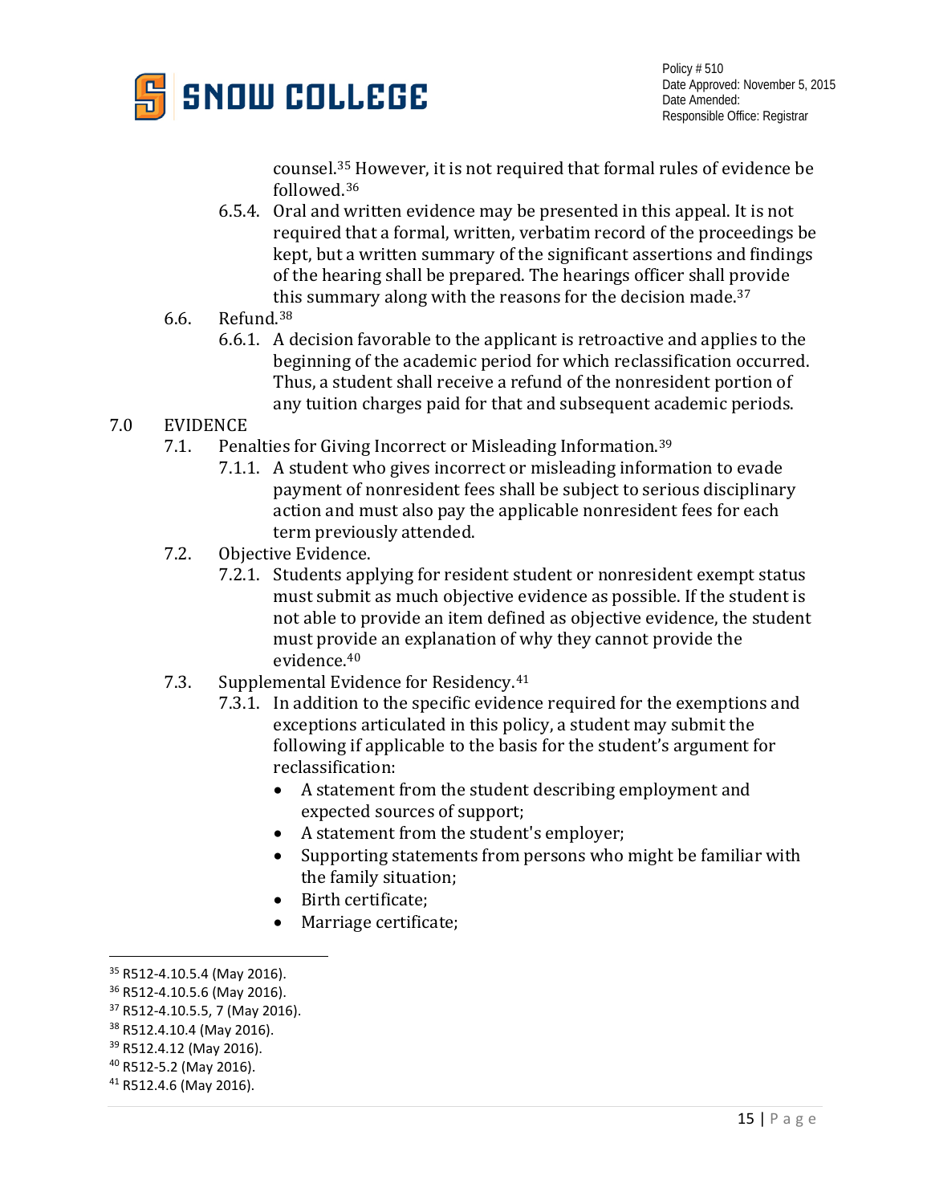counsel.[35] However, it is not required that formal rules of evidence be followed.[36]

6.5.4. Oral and written evidence may be presented in this appeal. It is not required that a formal, written, verbatim record of the proceedings be kept, but a written summary of the significant assertions and findings of the hearing shall be prepared. The hearings officer shall provide this summary along with the reasons for the decision made.[37]

6.6. Refund.[38]

6.6.1. A decision favorable to the applicant is retroactive and applies to the beginning of the academic period for which reclassification occurred. Thus, a student shall receive a refund of the nonresident portion of any tuition charges paid for that and subsequent academic periods.

## 7.0 EVIDENCE

7.1. Penalties for Giving Incorrect or Misleading Information.[39]

7.1.1. A student who gives incorrect or misleading information to evade payment of nonresident fees shall be subject to serious disciplinary action and must also pay the applicable nonresident fees for each term previously attended.

7.2. Objective Evidence.

7.2.1. Students applying for resident student or nonresident exempt status must submit as much objective evidence as possible. If the student is not able to provide an item defined as objective evidence, the student must provide an explanation of why they cannot provide the evidence.[40]

7.3. Supplemental Evidence for Residency.[41]

7.3.1. In addition to the specific evidence required for the exemptions and exceptions articulated in this policy, a student may submit the following if applicable to the basis for the student's argument for reclassification:

- A statement from the student describing employment and expected sources of support;
- A statement from the student's employer;
- Supporting statements from persons who might be familiar with the family situation;
- Birth certificate;
- Marriage certificate;

---

[35] R512-4.10.5.4 (May 2016).
[36] R512-4.10.5.6 (May 2016).
[37] R512-4.10.5.5, 7 (May 2016).
[38] R512.4.10.4 (May 2016).
[39] R512.4.12 (May 2016).
[40] R512-5.2 (May 2016).
[41] R512.4.6 (May 2016).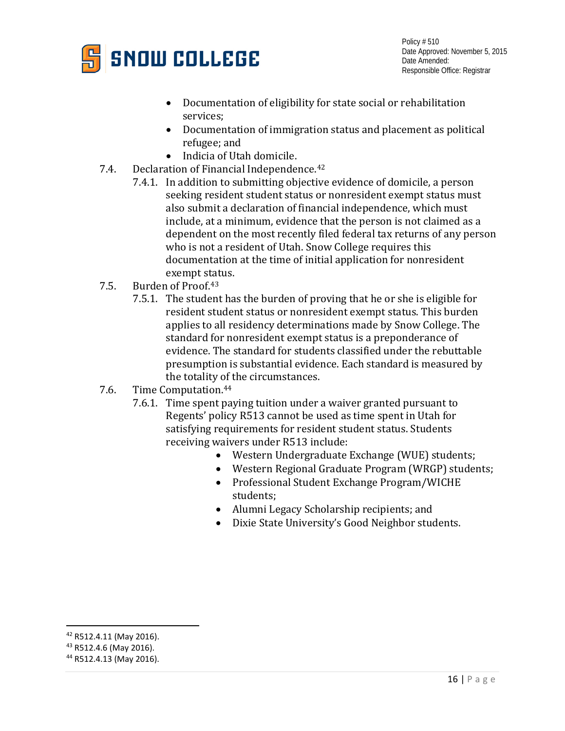- Documentation of eligibility for state social or rehabilitation services;
- Documentation of immigration status and placement as political refugee; and
- Indicia of Utah domicile.

7.4. Declaration of Financial Independence.[42]

7.4.1. In addition to submitting objective evidence of domicile, a person seeking resident student status or nonresident exempt status must also submit a declaration of financial independence, which must include, at a minimum, evidence that the person is not claimed as a dependent on the most recently filed federal tax returns of any person who is not a resident of Utah. Snow College requires this documentation at the time of initial application for nonresident exempt status.

7.5. Burden of Proof.[43]

7.5.1. The student has the burden of proving that he or she is eligible for resident student status or nonresident exempt status. This burden applies to all residency determinations made by Snow College. The standard for nonresident exempt status is a preponderance of evidence. The standard for students classified under the rebuttable presumption is substantial evidence. Each standard is measured by the totality of the circumstances.

7.6. Time Computation.[44]

7.6.1. Time spent paying tuition under a waiver granted pursuant to Regents' policy R513 cannot be used as time spent in Utah for satisfying requirements for resident student status. Students receiving waivers under R513 include:

- Western Undergraduate Exchange (WUE) students;
- Western Regional Graduate Program (WRGP) students;
- Professional Student Exchange Program/WICHE students;
- Alumni Legacy Scholarship recipients; and
- Dixie State University's Good Neighbor students.

---

[42] R512.4.11 (May 2016).
[43] R512.4.6 (May 2016).
[44] R512.4.13 (May 2016).